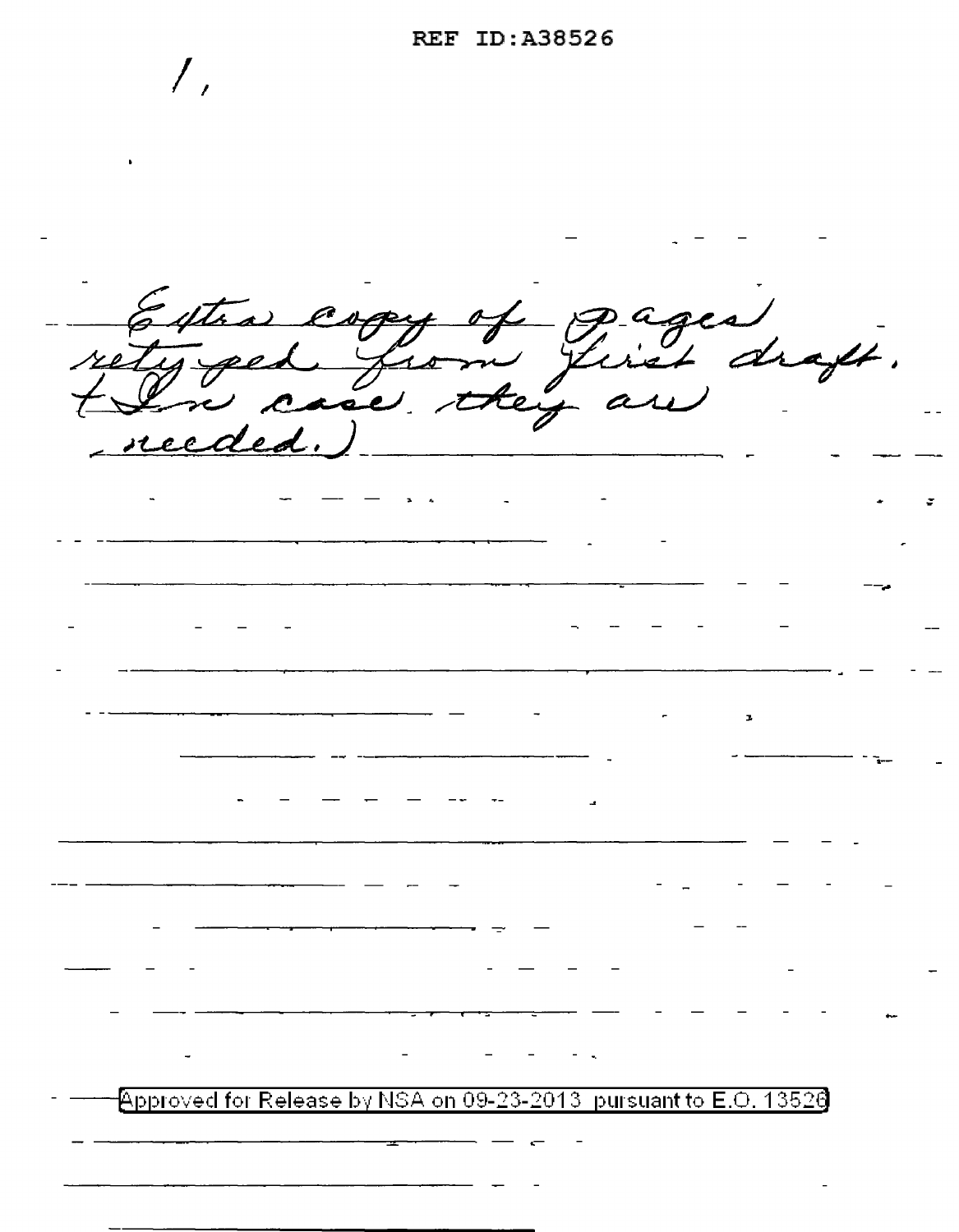1,

Extra copy of pages retyped from first draft. (In case they are needed.)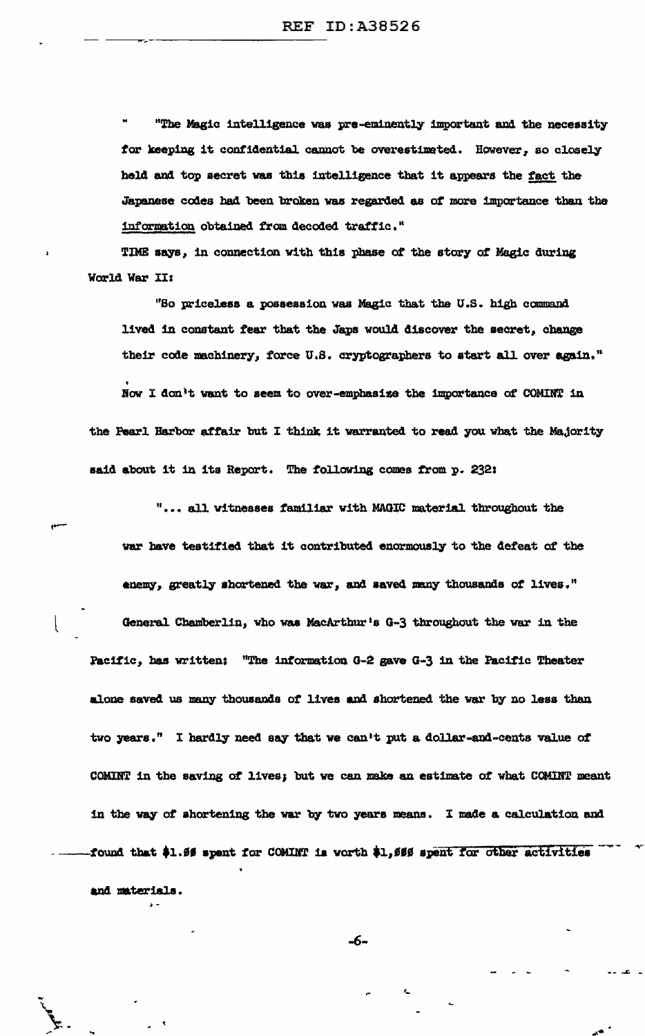" "The Magic intelligence was pre-eminently important and the necessity for keeping it confidential cannot be overestimated. However, so closely held and top secret was this intelligence that it appears the <u>fact</u> the Japanese codes had been broken was regarded as of more importance than the <u>information</u> obtained from decoded traffic."

TIME says, in connection with this phase of the story of Magic during World War II:

"So priceless a possession was Magic that the U.S. high command lived in constant fear that the Japs would discover the secret, change their code machinery, force U.S. cryptographers to start all over again."

Now I don't want to seem to over-emphasize the importance of COMINT in the Pearl Harbor affair but I think it warranted to read you what the Majority said about it in its Report. The following comes from p. 232:

"... all witnesses familiar with MAGIC material throughout the war have testified that it contributed enormously to the defeat of the enemy, greatly shortened the war, and saved many thousands of lives."

General Chamberlin, who was MacArthur's G-3 throughout the war in the Pacific, has written: "The information G-2 gave G-3 in the Pacific Theater alone saved us many thousands of lives and shortened the war by no less than two years." I hardly need say that we can't put a dollar-and-cents value of COMINT in the saving of lives; but we can make an estimate of what COMINT meant in the way of shortening the war by two years means. I made a calculation and found that \$1.00 spent for COMINT is worth \$1,000 spent for other activities and materials.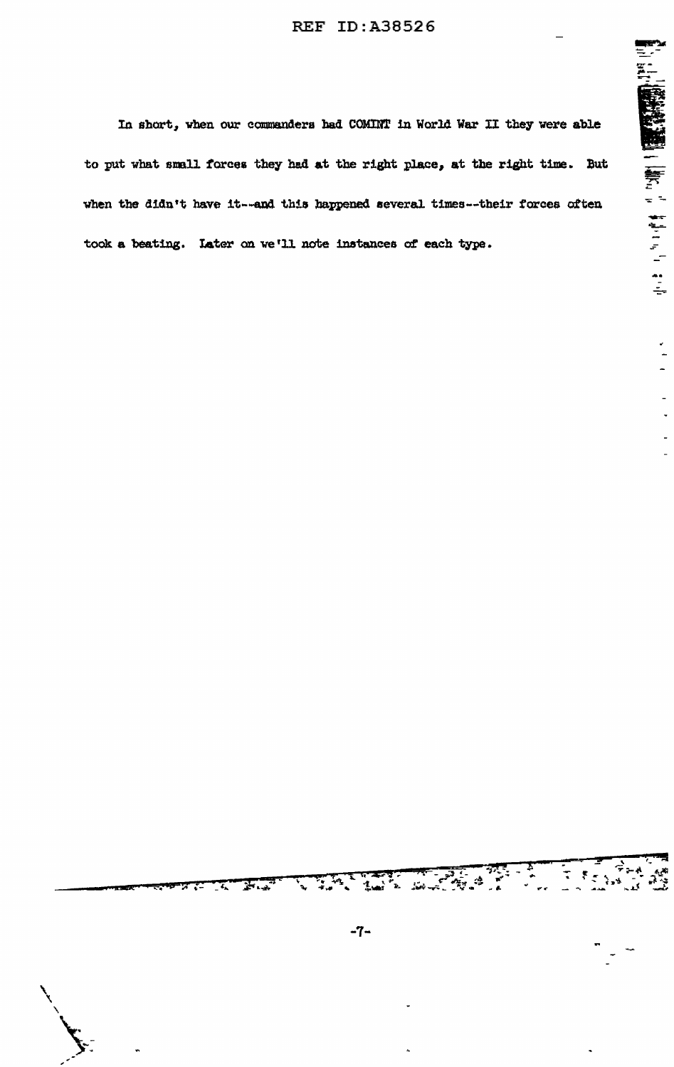In short, when our commanders had COMINT in World War II they were able to put what small forces they had at the right place, at the right time. But when the didn't have it--and this happened several times--their forces often took a beating. Later on we'll note instances of each type.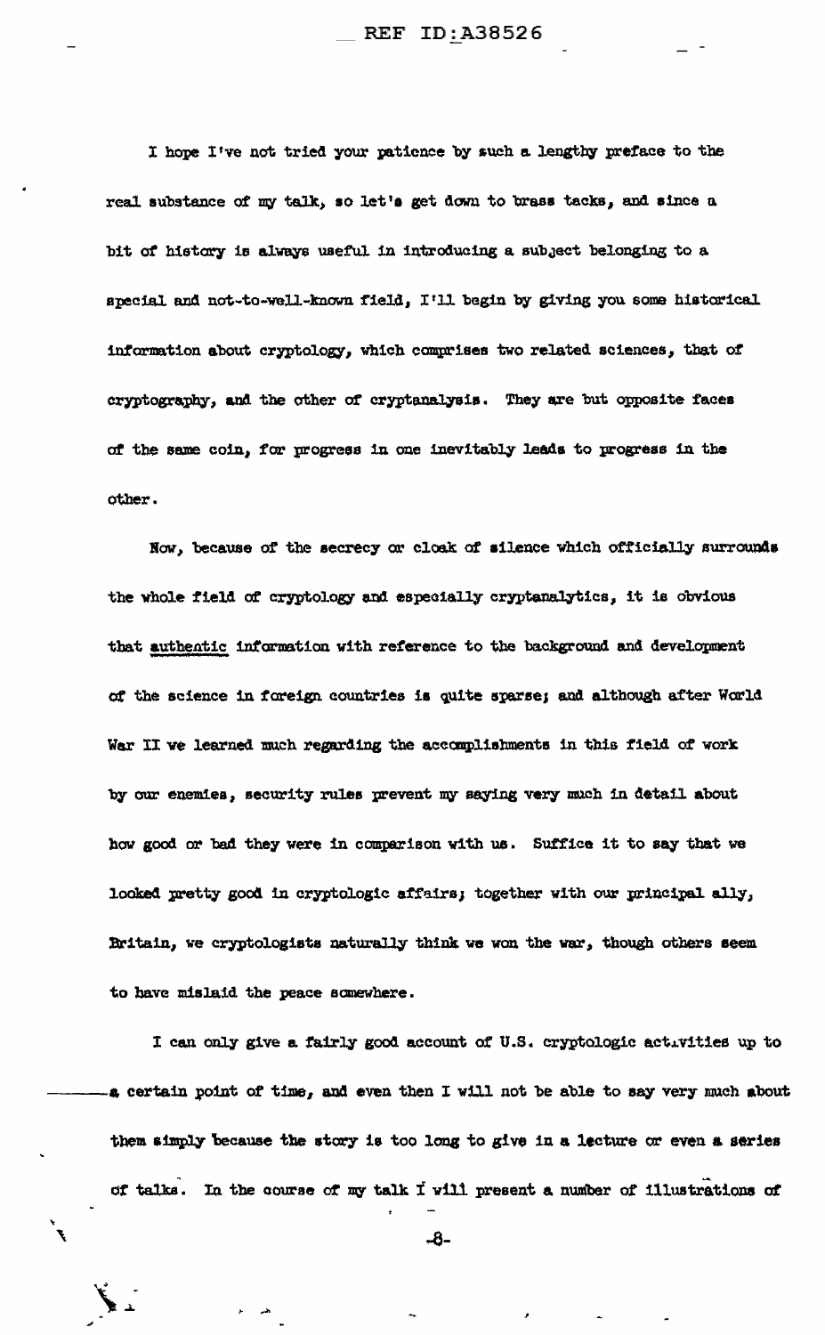I hope I've not tried your patience by such a lengthy preface to the real substance of my talk, so let's get down to brass tacks, and since a bit of history is always useful in introducing a subject belonging to a special and not-to-well-known field, I'll begin by giving you some historical information about cryptology, which comprises two related sciences, that of cryptography, and the other of cryptanalysis. They are but opposite faces of the same coin, for progress in one inevitably leads to progress in the other.

Now, because of the secrecy or cloak of silence which officially surrounds the whole field of cryptology and especially cryptanalytics, it is obvious that authentic information with reference to the background and development of the science in foreign countries is quite sparse; and although after World War II we learned much regarding the accomplishments in this field of work by our enemies, security rules prevent my saying very much in detail about how good or bad they were in comparison with us. Suffice it to say that we looked pretty good in cryptologic affairs; together with our principal ally, Britain, we cryptologists naturally think we won the war, though others seem to have mislaid the peace somewhere.

I can only give a fairly good account of U.S. cryptologic activities up to a certain point of time, and even then I will not be able to say very much about them simply because the story is too long to give in a lecture or even a series of talks. In the course of my talk I will present a number of illustrations of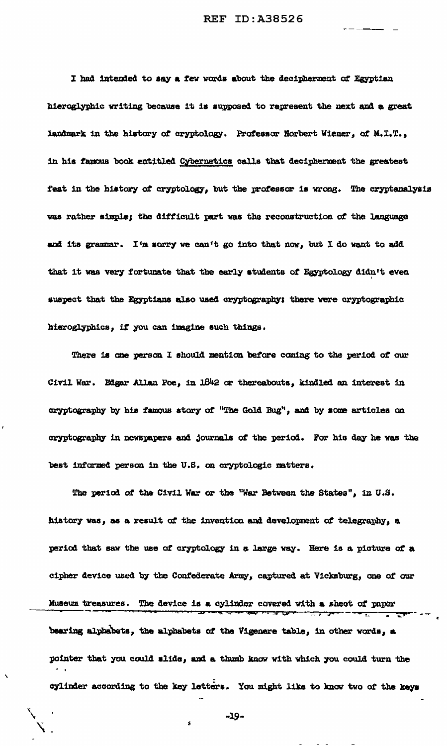I had intended to say a few words about the decipherment of Egyptian hieroglyphic writing because it is supposed to represent the next and a great landmark in the history of cryptology. Professor Norbert Wiener, of M.I.T., in his famous book entitled Cybernetics calls that decipherment the greatest feat in the history of cryptology, but the professor is wrong. The cryptanalysis was rather simple; the difficult part was the reconstruction of the language and its grammar. I'm sorry we can't go into that now, but I do want to add that it was very fortunate that the early students of Egyptology didn't even suspect that the Egyptians also used cryptography: there were cryptographic hieroglyphics, if you can imagine such things.

There is one person I should mention before coming to the period of our Civil War. Edgar Allan Poe, in 1842 or thereabouts, kindled an interest in cryptography by his famous story of "The Gold Bug", and by some articles on cryptography in newspapers and journals of the period. For his day he was the best informed person in the U.S. on cryptologic matters.

The period of the Civil War or the "War Between the States", in U.S. history was, as a result of the invention and development of telegraphy, a period that saw the use of cryptology in a large way. Here is a picture of a cipher device used by the Confederate Army, captured at Vicksburg, one of our Museum treasures. The device is a cylinder covered with a sheet of paper bearing alphabets, the alphabets of the Vigenere table, in other words, a pointer that you could slide, and a thumb know with which you could turn the cylinder according to the key letters. You might like to know two of the keys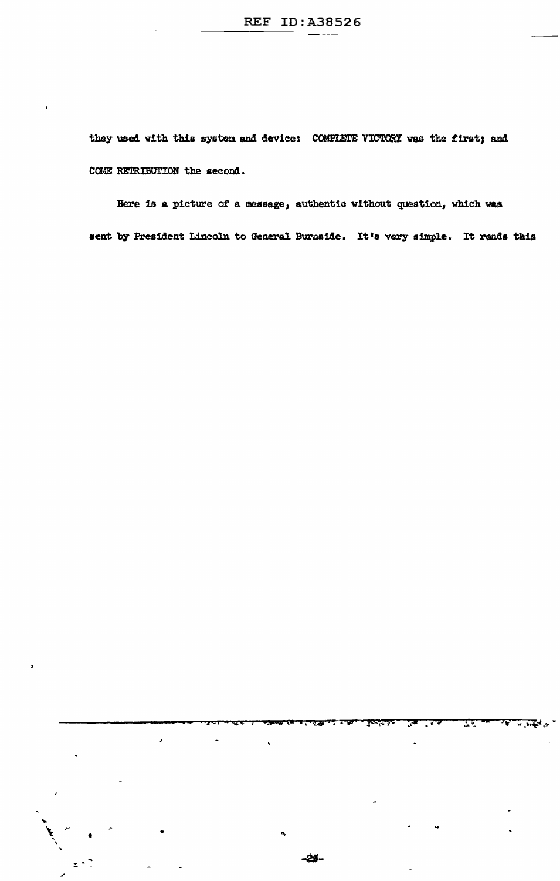they used with this system and device: COMPLETE VICTORY was the first; and COME RETRIBUTION the second.

Here is a picture of a message, authentic without question, which was sent by President Lincoln to General Burnside. It's very simple. It reads this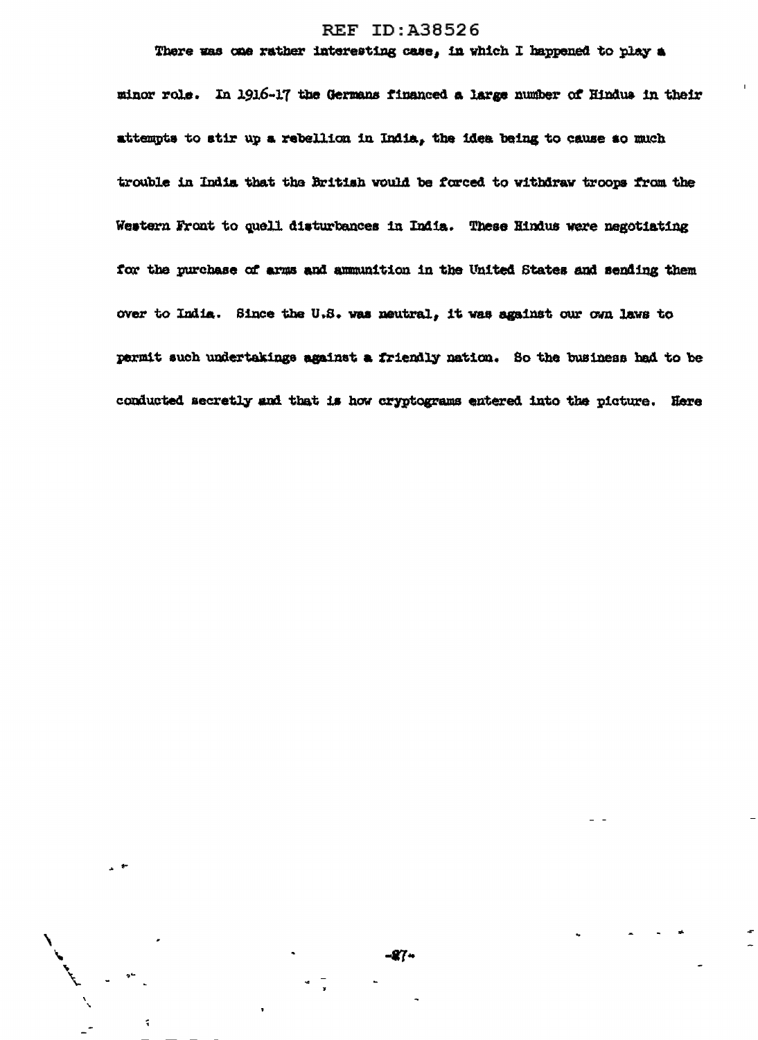There was one rather interesting case, in which I happened to play a minor role. In 1916-17 the Germans financed a large number of Hindus in their attempts to stir up a rebellion in India, the idea being to cause so much trouble in India that the British would be forced to withdraw troops from the Western Front to quell disturbances in India. These Hindus were negotiating for the purchase of arms and ammunition in the United States and sending them over to India. Since the U.S. was neutral, it was against our own laws to permit such undertakings against a friendly nation. So the business had to be conducted secretly and that is how cryptograms entered into the picture. Here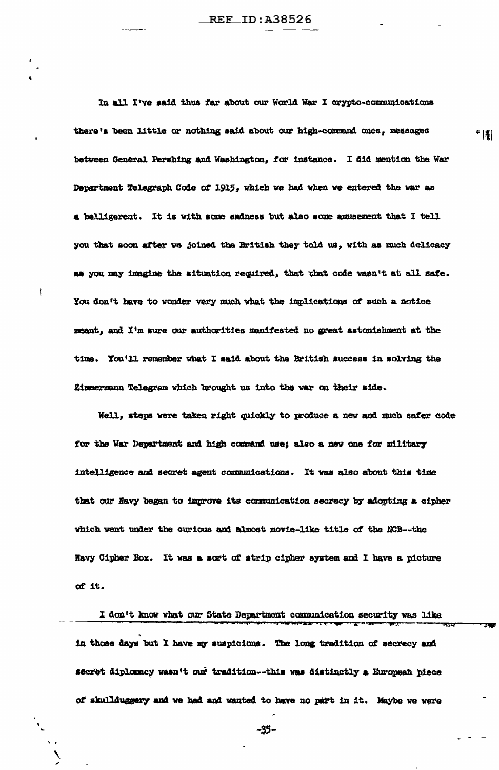In all I've said thus far about our World War I crypto-communications there's been little or nothing said about our high-command ones, messages between General Pershing and Washington, for instance. I did mention the War Department Telegraph Code of 1915, which we had when we entered the war as a belligerent. It is with some sadness but also some amusement that I tell you that soon after we joined the British they told us, with as much delicacy as you may imagine the situation required, that that code wasn't at all safe. You don't have to wonder very much what the implications of such a notice meant, and I'm sure our authorities manifested no great astonishment at the time. You'll remember what I said about the British success in solving the Zimmermann Telegram which brought us into the war on their side.

Well, steps were taken right quickly to produce a new and much safer code for the War Department and high command use; also a new one for military intelligence and secret agent communications. It was also about this time that our Navy began to improve its communication secrecy by adopting a cipher which went under the curious and almost movie-like title of the NCB--the Navy Cipher Box. It was a sort of strip cipher system and I have a picture of it.

I don't know what our State Department communication security was like in those days but I have my suspicions. The long tradition of secrecy and secret diplomacy wasn't our tradition--this was distinctly a European piece of skullduggery and we had and wanted to have no part in it. Maybe we were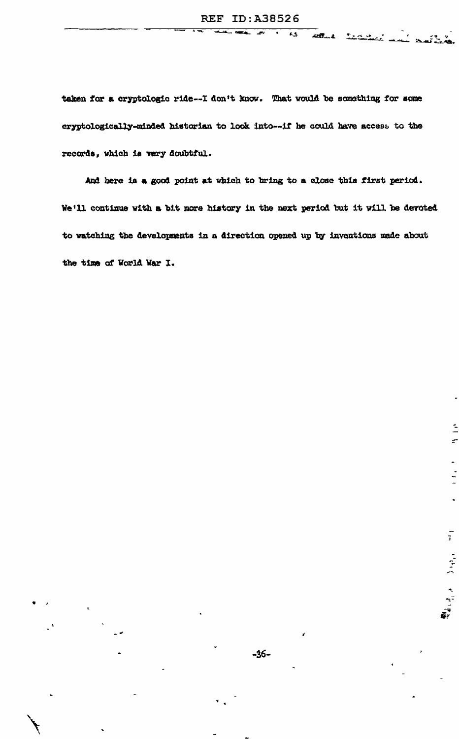taken for a cryptologic ride--I don't know. That would be something for some cryptologically-minded historian to look into--if he could have access to the records, which is very doubtful.

And here is a good point at which to bring to a close this first period. We'll continue with a bit more history in the next period but it will be devoted to watching the developments in a direction opened up by inventions made about the time of World War I.